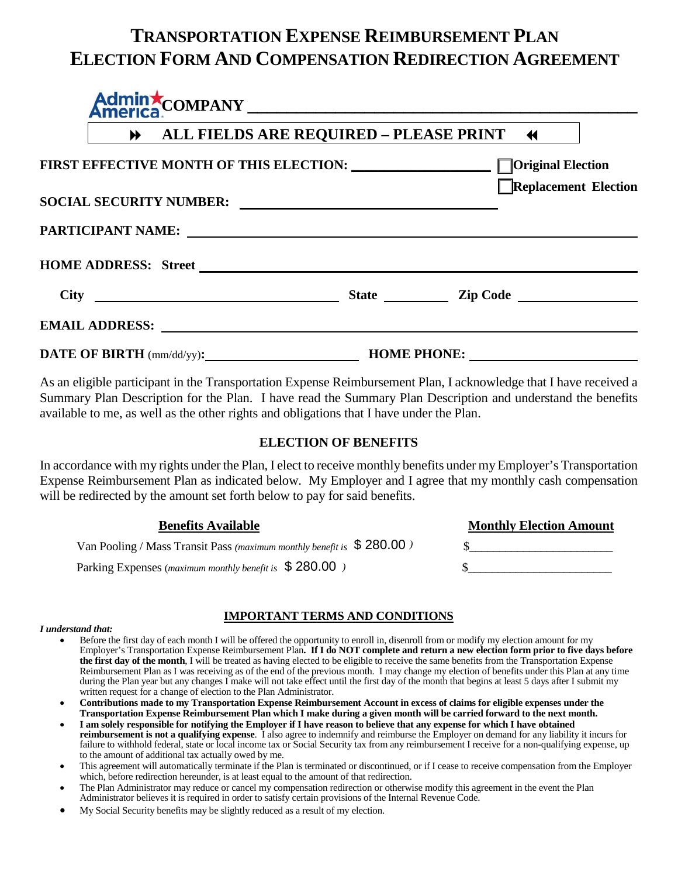# TRANSPORTATION EXPENSE REIMBURSEMENT PLAN ELECTION FORM AND COMPENSATION REDIRECTION AGREEMENT

**AdminAmerica COMPANY** ______________________________________________

**⏩ ALL FIELDS ARE REQUIRED – PLEASE PRINT ⏪**

**FIRST EFFECTIVE MONTH OF THIS ELECTION:** ____________________ ☐ **Original Election**

☐ **Replacement Election**

**SOCIAL SECURITY NUMBER:** ____________________________________

**PARTICIPANT NAME:** ____________________________________________

**HOME ADDRESS: Street** __________________________________________

**City** ______________________ **State** __________ **Zip Code** ______________

**EMAIL ADDRESS:** _______________________________________________

**DATE OF BIRTH** (mm/dd/yy)**:** ____________________ **HOME PHONE:** ____________________

As an eligible participant in the Transportation Expense Reimbursement Plan, I acknowledge that I have received a Summary Plan Description for the Plan. I have read the Summary Plan Description and understand the benefits available to me, as well as the other rights and obligations that I have under the Plan.

## ELECTION OF BENEFITS

In accordance with my rights under the Plan, I elect to receive monthly benefits under my Employer's Transportation Expense Reimbursement Plan as indicated below. My Employer and I agree that my monthly cash compensation will be redirected by the amount set forth below to pay for said benefits.

| Benefits Available | Monthly Election Amount |
|---|---|
| Van Pooling / Mass Transit Pass *(maximum monthly benefit is* $ 280.00 *)* | $______________________ |
| Parking Expenses (*maximum monthly benefit is* $ 280.00 *)* | $______________________ |

## IMPORTANT TERMS AND CONDITIONS

***I understand that:***

- Before the first day of each month I will be offered the opportunity to enroll in, disenroll from or modify my election amount for my Employer's Transportation Expense Reimbursement Plan**. If I do NOT complete and return a new election form prior to five days before the first day of the month**, I will be treated as having elected to be eligible to receive the same benefits from the Transportation Expense Reimbursement Plan as I was receiving as of the end of the previous month. I may change my election of benefits under this Plan at any time during the Plan year but any changes I make will not take effect until the first day of the month that begins at least 5 days after I submit my written request for a change of election to the Plan Administrator.
- **Contributions made to my Transportation Expense Reimbursement Account in excess of claims for eligible expenses under the Transportation Expense Reimbursement Plan which I make during a given month will be carried forward to the next month.**
- **I am solely responsible for notifying the Employer if I have reason to believe that any expense for which I have obtained reimbursement is not a qualifying expense**. I also agree to indemnify and reimburse the Employer on demand for any liability it incurs for failure to withhold federal, state or local income tax or Social Security tax from any reimbursement I receive for a non-qualifying expense, up to the amount of additional tax actually owed by me.
- This agreement will automatically terminate if the Plan is terminated or discontinued, or if I cease to receive compensation from the Employer which, before redirection hereunder, is at least equal to the amount of that redirection.
- The Plan Administrator may reduce or cancel my compensation redirection or otherwise modify this agreement in the event the Plan Administrator believes it is required in order to satisfy certain provisions of the Internal Revenue Code.
- My Social Security benefits may be slightly reduced as a result of my election.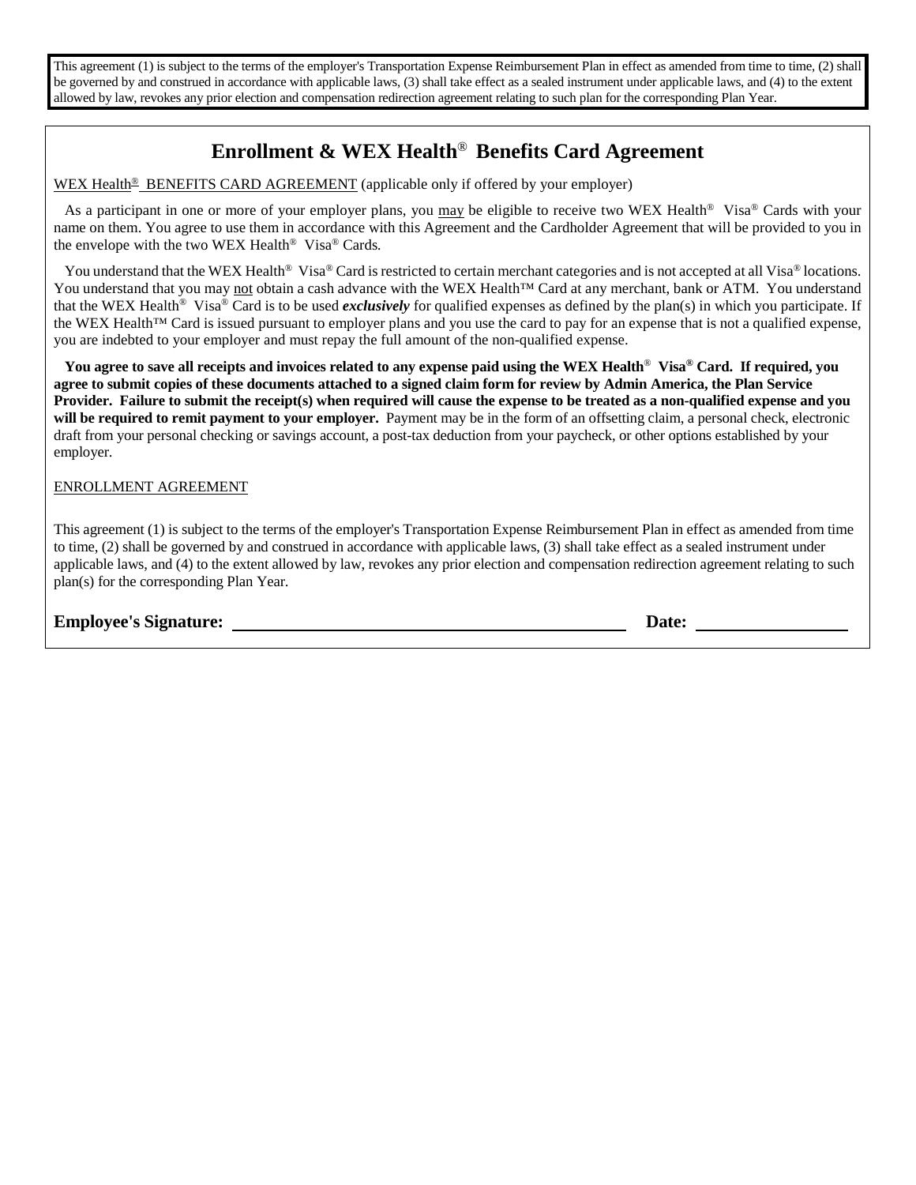This agreement (1) is subject to the terms of the employer's Transportation Expense Reimbursement Plan in effect as amended from time to time, (2) shall be governed by and construed in accordance with applicable laws, (3) shall take effect as a sealed instrument under applicable laws, and (4) to the extent allowed by law, revokes any prior election and compensation redirection agreement relating to such plan for the corresponding Plan Year.

# Enrollment & WEX Health® Benefits Card Agreement

WEX Health® BENEFITS CARD AGREEMENT (applicable only if offered by your employer)

As a participant in one or more of your employer plans, you may be eligible to receive two WEX Health® Visa® Cards with your name on them. You agree to use them in accordance with this Agreement and the Cardholder Agreement that will be provided to you in the envelope with the two WEX Health® Visa® Cards.

You understand that the WEX Health® Visa® Card is restricted to certain merchant categories and is not accepted at all Visa® locations. You understand that you may not obtain a cash advance with the WEX Health™ Card at any merchant, bank or ATM. You understand that the WEX Health® Visa® Card is to be used ***exclusively*** for qualified expenses as defined by the plan(s) in which you participate. If the WEX Health™ Card is issued pursuant to employer plans and you use the card to pay for an expense that is not a qualified expense, you are indebted to your employer and must repay the full amount of the non-qualified expense.

**You agree to save all receipts and invoices related to any expense paid using the WEX Health® Visa® Card. If required, you agree to submit copies of these documents attached to a signed claim form for review by Admin America, the Plan Service Provider. Failure to submit the receipt(s) when required will cause the expense to be treated as a non-qualified expense and you will be required to remit payment to your employer.** Payment may be in the form of an offsetting claim, a personal check, electronic draft from your personal checking or savings account, a post-tax deduction from your paycheck, or other options established by your employer.

ENROLLMENT AGREEMENT

This agreement (1) is subject to the terms of the employer's Transportation Expense Reimbursement Plan in effect as amended from time to time, (2) shall be governed by and construed in accordance with applicable laws, (3) shall take effect as a sealed instrument under applicable laws, and (4) to the extent allowed by law, revokes any prior election and compensation redirection agreement relating to such plan(s) for the corresponding Plan Year.

**Employee's Signature:** ______________________________ **Date:** ______________